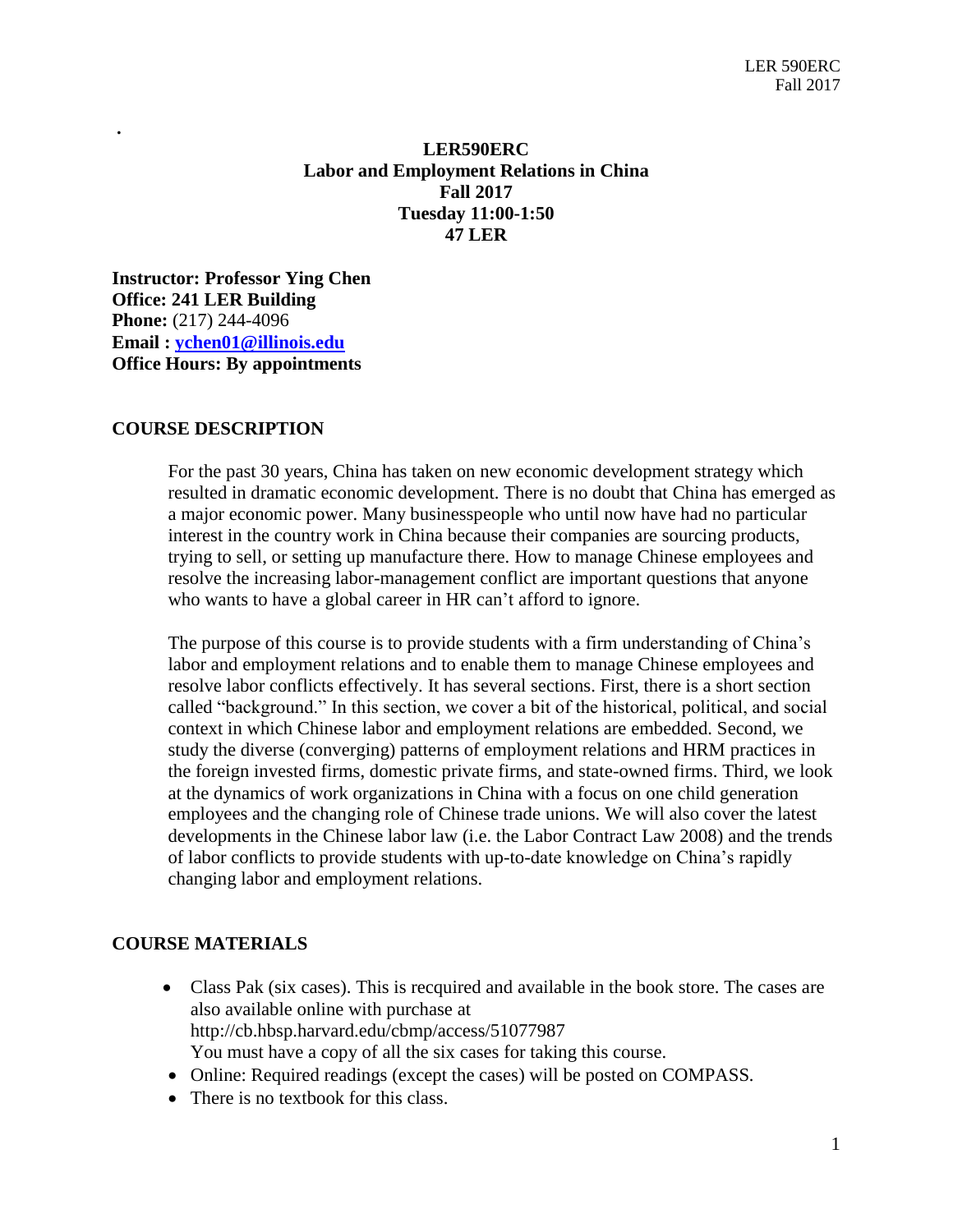# LER590ERC
## Labor and Employment Relations in China
### Fall 2017
### Tuesday 11:00-1:50
### 47 LER

**Instructor: Professor Ying Chen**
**Office: 241 LER Building**
**Phone:** (217) 244-4096
**Email : [ychen01@illinois.edu](mailto:ychen01@illinois.edu)**
**Office Hours: By appointments**

## COURSE DESCRIPTION

For the past 30 years, China has taken on new economic development strategy which resulted in dramatic economic development. There is no doubt that China has emerged as a major economic power. Many businesspeople who until now have had no particular interest in the country work in China because their companies are sourcing products, trying to sell, or setting up manufacture there. How to manage Chinese employees and resolve the increasing labor-management conflict are important questions that anyone who wants to have a global career in HR can't afford to ignore.

The purpose of this course is to provide students with a firm understanding of China's labor and employment relations and to enable them to manage Chinese employees and resolve labor conflicts effectively. It has several sections. First, there is a short section called "background." In this section, we cover a bit of the historical, political, and social context in which Chinese labor and employment relations are embedded. Second, we study the diverse (converging) patterns of employment relations and HRM practices in the foreign invested firms, domestic private firms, and state-owned firms. Third, we look at the dynamics of work organizations in China with a focus on one child generation employees and the changing role of Chinese trade unions. We will also cover the latest developments in the Chinese labor law (i.e. the Labor Contract Law 2008) and the trends of labor conflicts to provide students with up-to-date knowledge on China's rapidly changing labor and employment relations.

## COURSE MATERIALS

- Class Pak (six cases). This is recquired and available in the book store. The cases are also available online with purchase at http://cb.hbsp.harvard.edu/cbmp/access/51077987
  You must have a copy of all the six cases for taking this course.
- Online: Required readings (except the cases) will be posted on COMPASS.
- There is no textbook for this class.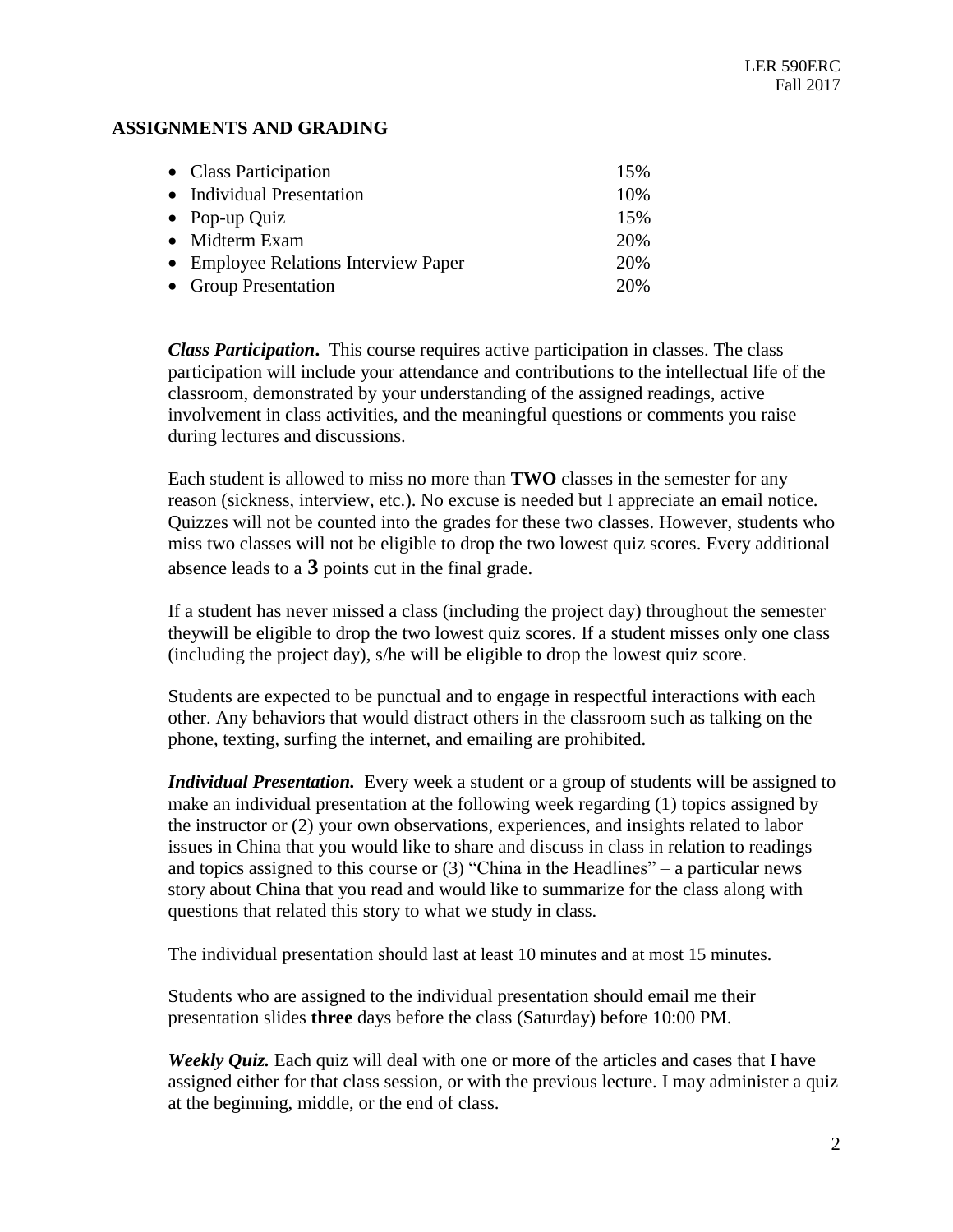## ASSIGNMENTS AND GRADING

| | |
|---|---|
| Class Participation | 15% |
| Individual Presentation | 10% |
| Pop-up Quiz | 15% |
| Midterm Exam | 20% |
| Employee Relations Interview Paper | 20% |
| Group Presentation | 20% |

***Class Participation*.** This course requires active participation in classes. The class participation will include your attendance and contributions to the intellectual life of the classroom, demonstrated by your understanding of the assigned readings, active involvement in class activities, and the meaningful questions or comments you raise during lectures and discussions.

Each student is allowed to miss no more than **TWO** classes in the semester for any reason (sickness, interview, etc.). No excuse is needed but I appreciate an email notice. Quizzes will not be counted into the grades for these two classes. However, students who miss two classes will not be eligible to drop the two lowest quiz scores. Every additional absence leads to a **3** points cut in the final grade.

If a student has never missed a class (including the project day) throughout the semester theywill be eligible to drop the two lowest quiz scores. If a student misses only one class (including the project day), s/he will be eligible to drop the lowest quiz score.

Students are expected to be punctual and to engage in respectful interactions with each other. Any behaviors that would distract others in the classroom such as talking on the phone, texting, surfing the internet, and emailing are prohibited.

***Individual Presentation.*** Every week a student or a group of students will be assigned to make an individual presentation at the following week regarding (1) topics assigned by the instructor or (2) your own observations, experiences, and insights related to labor issues in China that you would like to share and discuss in class in relation to readings and topics assigned to this course or (3) "China in the Headlines" – a particular news story about China that you read and would like to summarize for the class along with questions that related this story to what we study in class.

The individual presentation should last at least 10 minutes and at most 15 minutes.

Students who are assigned to the individual presentation should email me their presentation slides **three** days before the class (Saturday) before 10:00 PM.

***Weekly Quiz.*** Each quiz will deal with one or more of the articles and cases that I have assigned either for that class session, or with the previous lecture. I may administer a quiz at the beginning, middle, or the end of class.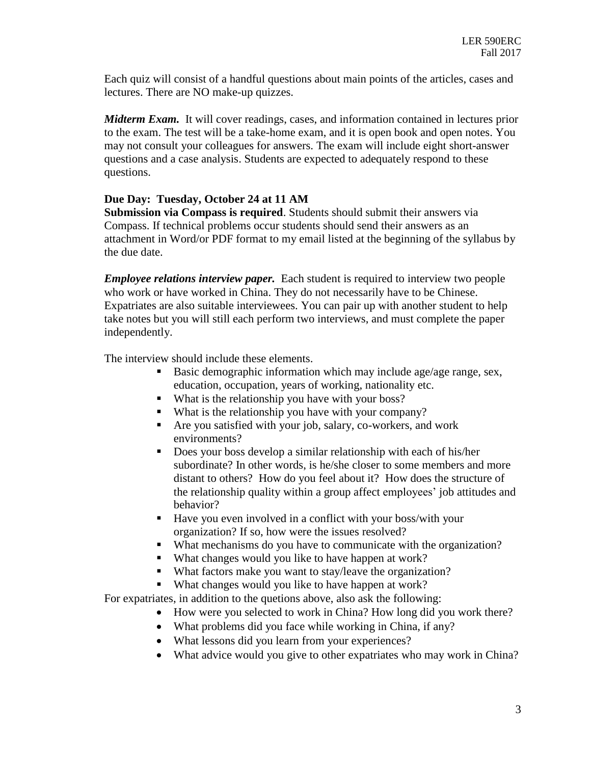Each quiz will consist of a handful questions about main points of the articles, cases and lectures. There are NO make-up quizzes.

***Midterm Exam.*** It will cover readings, cases, and information contained in lectures prior to the exam. The test will be a take-home exam, and it is open book and open notes. You may not consult your colleagues for answers. The exam will include eight short-answer questions and a case analysis. Students are expected to adequately respond to these questions.

**Due Day: Tuesday, October 24 at 11 AM**
**Submission via Compass is required**. Students should submit their answers via Compass. If technical problems occur students should send their answers as an attachment in Word/or PDF format to my email listed at the beginning of the syllabus by the due date.

***Employee relations interview paper.*** Each student is required to interview two people who work or have worked in China. They do not necessarily have to be Chinese. Expatriates are also suitable interviewees. You can pair up with another student to help take notes but you will still each perform two interviews, and must complete the paper independently.

The interview should include these elements.

- Basic demographic information which may include age/age range, sex, education, occupation, years of working, nationality etc.
- What is the relationship you have with your boss?
- What is the relationship you have with your company?
- Are you satisfied with your job, salary, co-workers, and work environments?
- Does your boss develop a similar relationship with each of his/her subordinate? In other words, is he/she closer to some members and more distant to others? How do you feel about it? How does the structure of the relationship quality within a group affect employees' job attitudes and behavior?
- Have you even involved in a conflict with your boss/with your organization? If so, how were the issues resolved?
- What mechanisms do you have to communicate with the organization?
- What changes would you like to have happen at work?
- What factors make you want to stay/leave the organization?
- What changes would you like to have happen at work?

For expatriates, in addition to the quetions above, also ask the following:

- How were you selected to work in China? How long did you work there?
- What problems did you face while working in China, if any?
- What lessons did you learn from your experiences?
- What advice would you give to other expatriates who may work in China?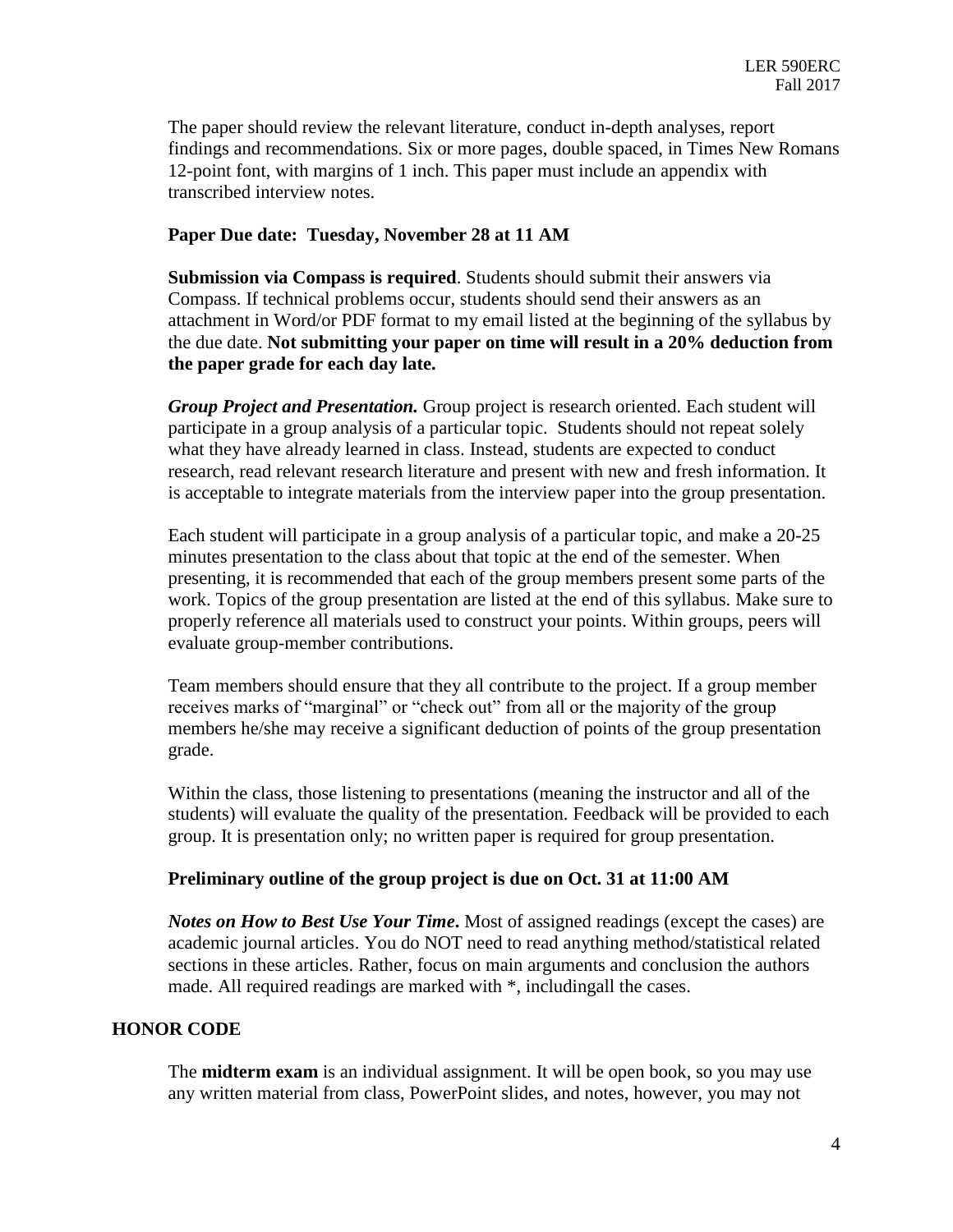The paper should review the relevant literature, conduct in-depth analyses, report findings and recommendations. Six or more pages, double spaced, in Times New Romans 12-point font, with margins of 1 inch. This paper must include an appendix with transcribed interview notes.

**Paper Due date: Tuesday, November 28 at 11 AM**

**Submission via Compass is required**. Students should submit their answers via Compass. If technical problems occur, students should send their answers as an attachment in Word/or PDF format to my email listed at the beginning of the syllabus by the due date. **Not submitting your paper on time will result in a 20% deduction from the paper grade for each day late.**

***Group Project and Presentation.*** Group project is research oriented. Each student will participate in a group analysis of a particular topic. Students should not repeat solely what they have already learned in class. Instead, students are expected to conduct research, read relevant research literature and present with new and fresh information. It is acceptable to integrate materials from the interview paper into the group presentation.

Each student will participate in a group analysis of a particular topic, and make a 20-25 minutes presentation to the class about that topic at the end of the semester. When presenting, it is recommended that each of the group members present some parts of the work. Topics of the group presentation are listed at the end of this syllabus. Make sure to properly reference all materials used to construct your points. Within groups, peers will evaluate group-member contributions.

Team members should ensure that they all contribute to the project. If a group member receives marks of "marginal" or "check out" from all or the majority of the group members he/she may receive a significant deduction of points of the group presentation grade.

Within the class, those listening to presentations (meaning the instructor and all of the students) will evaluate the quality of the presentation. Feedback will be provided to each group. It is presentation only; no written paper is required for group presentation.

**Preliminary outline of the group project is due on Oct. 31 at 11:00 AM**

***Notes on How to Best Use Your Time*.** Most of assigned readings (except the cases) are academic journal articles. You do NOT need to read anything method/statistical related sections in these articles. Rather, focus on main arguments and conclusion the authors made. All required readings are marked with *, includingall the cases.

## HONOR CODE

The **midterm exam** is an individual assignment. It will be open book, so you may use any written material from class, PowerPoint slides, and notes, however, you may not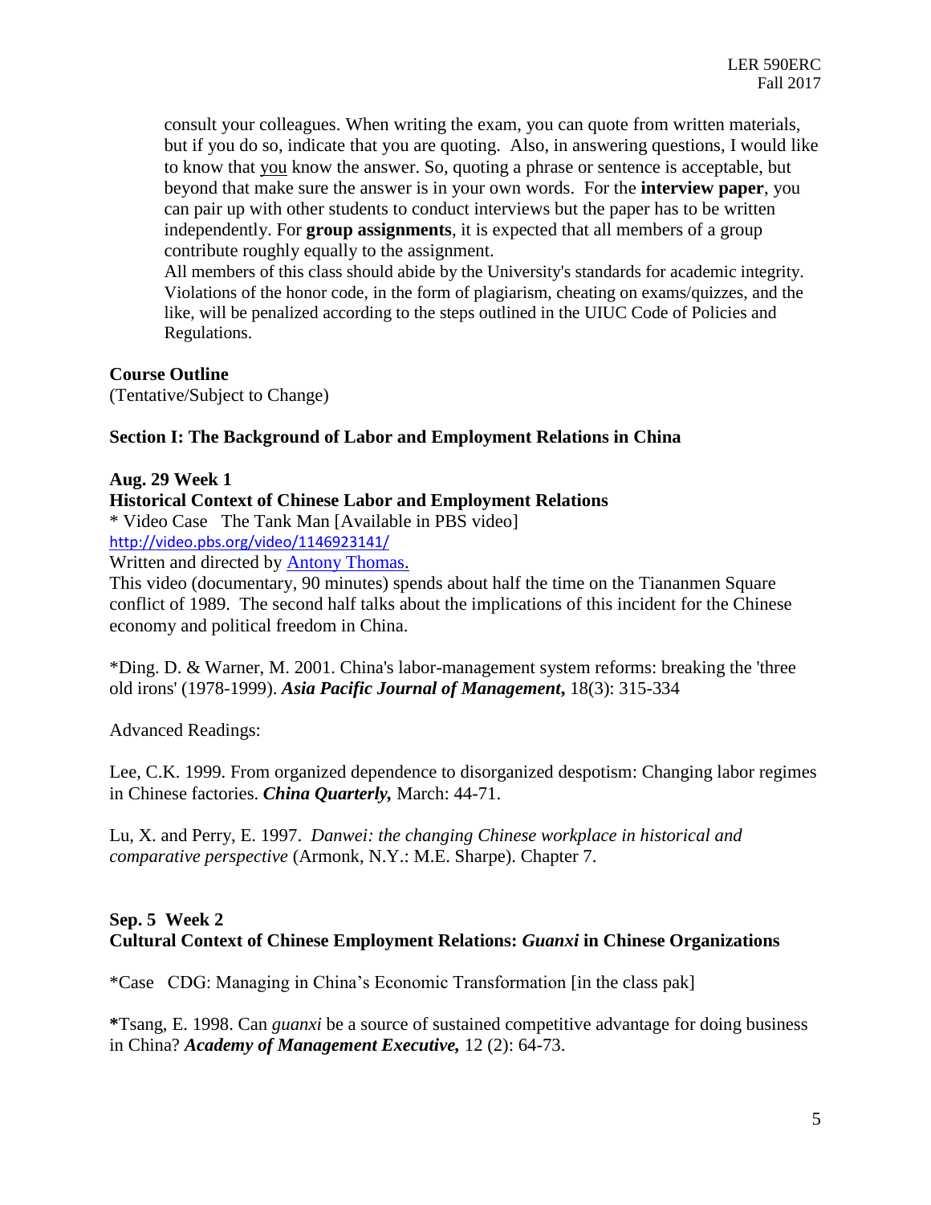consult your colleagues. When writing the exam, you can quote from written materials, but if you do so, indicate that you are quoting. Also, in answering questions, I would like to know that you know the answer. So, quoting a phrase or sentence is acceptable, but beyond that make sure the answer is in your own words. For the **interview paper**, you can pair up with other students to conduct interviews but the paper has to be written independently. For **group assignments**, it is expected that all members of a group contribute roughly equally to the assignment.
All members of this class should abide by the University's standards for academic integrity. Violations of the honor code, in the form of plagiarism, cheating on exams/quizzes, and the like, will be penalized according to the steps outlined in the UIUC Code of Policies and Regulations.

**Course Outline**
(Tentative/Subject to Change)

**Section I: The Background of Labor and Employment Relations in China**

**Aug. 29 Week 1**
**Historical Context of Chinese Labor and Employment Relations**
* Video Case The Tank Man [Available in PBS video]
http://video.pbs.org/video/1146923141/
Written and directed by Antony Thomas.
This video (documentary, 90 minutes) spends about half the time on the Tiananmen Square conflict of 1989. The second half talks about the implications of this incident for the Chinese economy and political freedom in China.

*Ding. D. & Warner, M. 2001. China's labor-management system reforms: breaking the 'three old irons' (1978-1999). ***Asia Pacific Journal of Management,*** 18(3): 315-334

Advanced Readings:

Lee, C.K. 1999. From organized dependence to disorganized despotism: Changing labor regimes in Chinese factories. ***China Quarterly,*** March: 44-71.

Lu, X. and Perry, E. 1997. *Danwei: the changing Chinese workplace in historical and comparative perspective* (Armonk, N.Y.: M.E. Sharpe). Chapter 7.

**Sep. 5 Week 2**
**Cultural Context of Chinese Employment Relations: *Guanxi* in Chinese Organizations**

*Case CDG: Managing in China's Economic Transformation [in the class pak]

**\***Tsang, E. 1998. Can *guanxi* be a source of sustained competitive advantage for doing business in China? ***Academy of Management Executive,*** 12 (2): 64-73.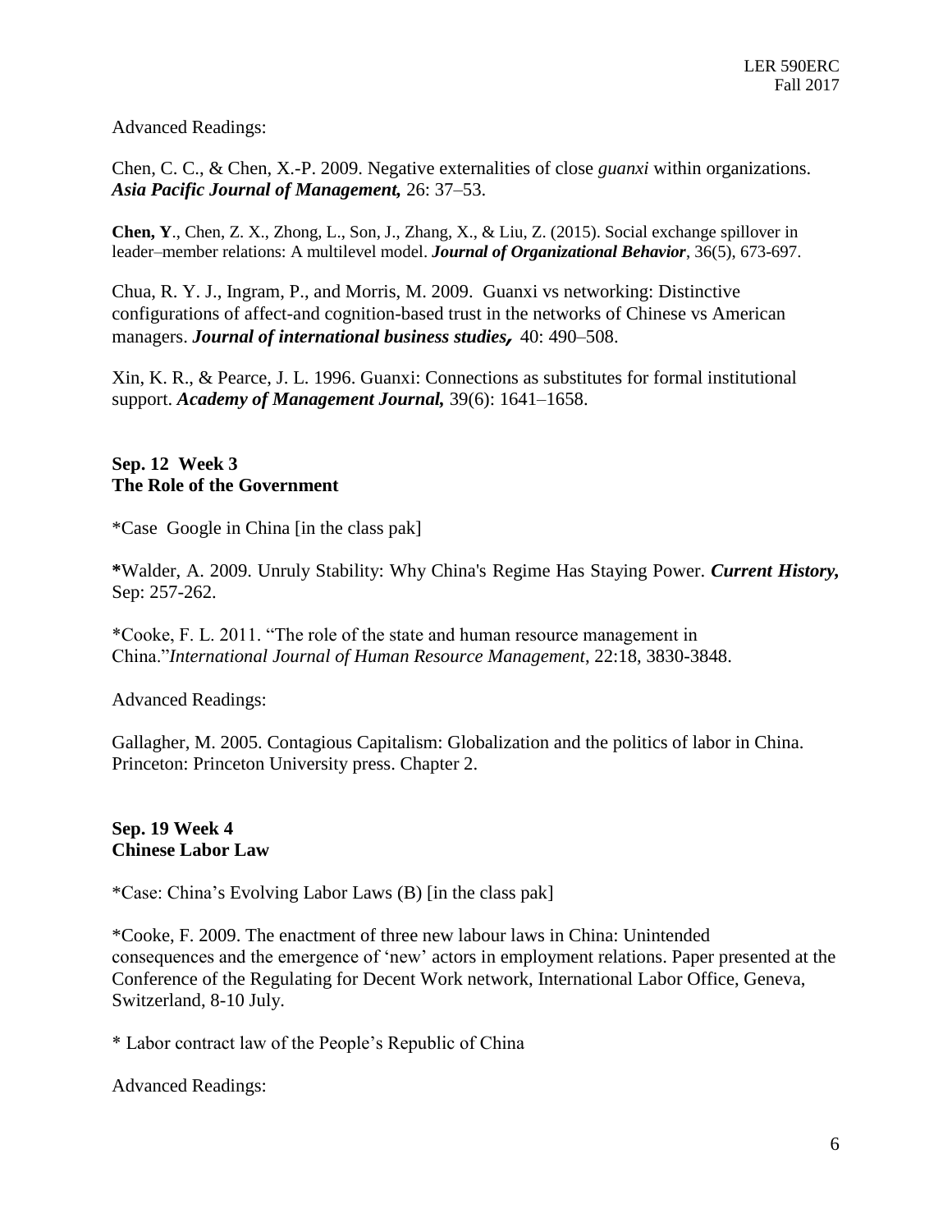Advanced Readings:

Chen, C. C., & Chen, X.-P. 2009. Negative externalities of close *guanxi* within organizations. ***Asia Pacific Journal of Management,*** 26: 37–53.

**Chen, Y**., Chen, Z. X., Zhong, L., Son, J., Zhang, X., & Liu, Z. (2015). Social exchange spillover in leader–member relations: A multilevel model. ***Journal of Organizational Behavior***, 36(5), 673-697.

Chua, R. Y. J., Ingram, P., and Morris, M. 2009. Guanxi vs networking: Distinctive configurations of affect-and cognition-based trust in the networks of Chinese vs American managers. ***Journal of international business studies,*** 40: 490–508.

Xin, K. R., & Pearce, J. L. 1996. Guanxi: Connections as substitutes for formal institutional support. ***Academy of Management Journal,*** 39(6): 1641–1658.

**Sep. 12 Week 3**
**The Role of the Government**

*Case Google in China [in the class pak]

**\***Walder, A. 2009. Unruly Stability: Why China's Regime Has Staying Power. ***Current History,*** Sep: 257-262.

*Cooke, F. L. 2011. "The role of the state and human resource management in China."*International Journal of Human Resource Management*, 22:18, 3830-3848.

Advanced Readings:

Gallagher, M. 2005. Contagious Capitalism: Globalization and the politics of labor in China. Princeton: Princeton University press. Chapter 2.

**Sep. 19 Week 4**
**Chinese Labor Law**

*Case: China's Evolving Labor Laws (B) [in the class pak]

*Cooke, F. 2009. The enactment of three new labour laws in China: Unintended consequences and the emergence of 'new' actors in employment relations. Paper presented at the Conference of the Regulating for Decent Work network, International Labor Office, Geneva, Switzerland, 8-10 July.

\* Labor contract law of the People's Republic of China

Advanced Readings: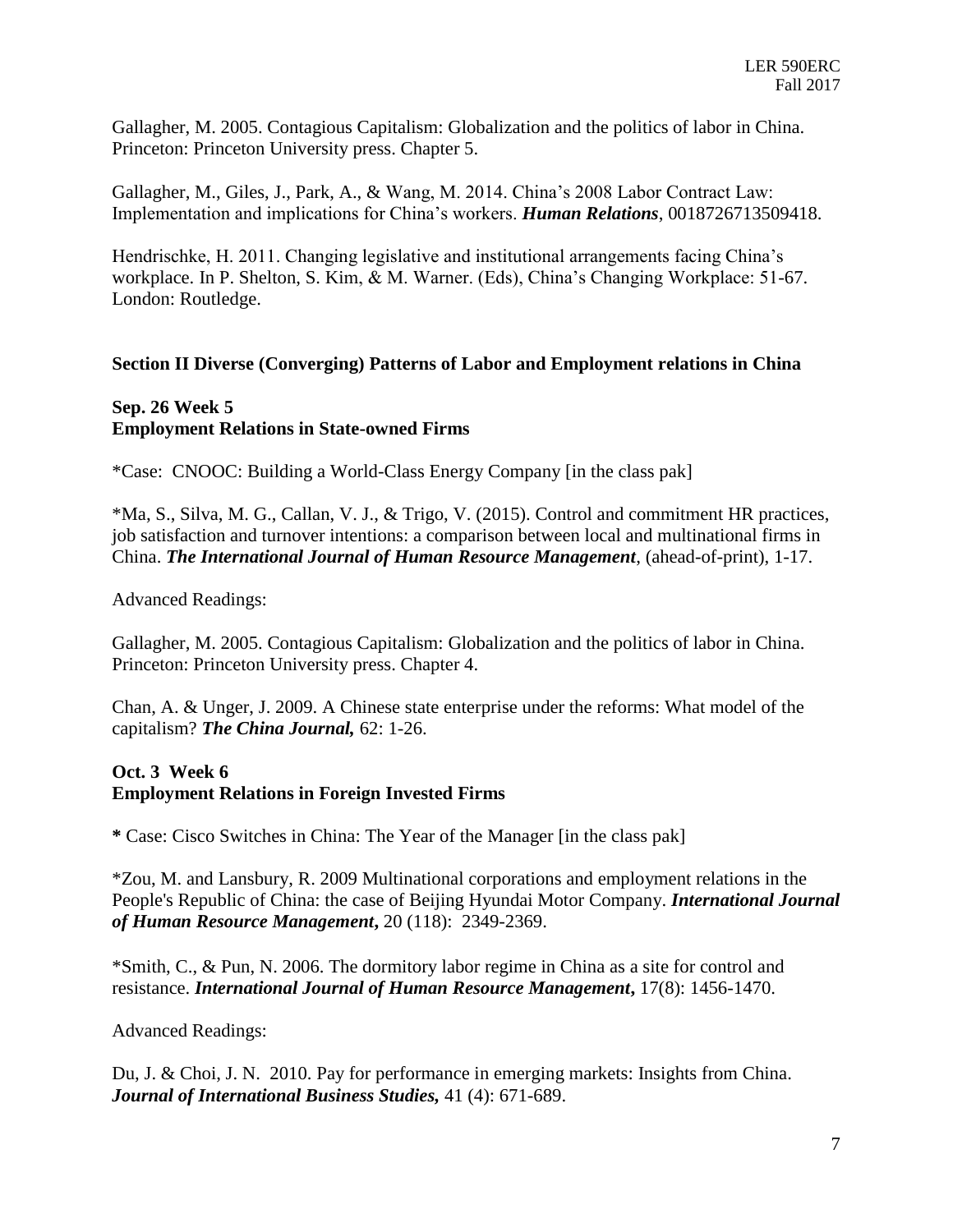Gallagher, M. 2005. Contagious Capitalism: Globalization and the politics of labor in China. Princeton: Princeton University press. Chapter 5.

Gallagher, M., Giles, J., Park, A., & Wang, M. 2014. China's 2008 Labor Contract Law: Implementation and implications for China's workers. ***Human Relations***, 0018726713509418.

Hendrischke, H. 2011. Changing legislative and institutional arrangements facing China's workplace. In P. Shelton, S. Kim, & M. Warner. (Eds), China's Changing Workplace: 51-67. London: Routledge.

## Section II Diverse (Converging) Patterns of Labor and Employment relations in China

### Sep. 26 Week 5
### Employment Relations in State-owned Firms

*Case: CNOOC: Building a World-Class Energy Company [in the class pak]

*Ma, S., Silva, M. G., Callan, V. J., & Trigo, V. (2015). Control and commitment HR practices, job satisfaction and turnover intentions: a comparison between local and multinational firms in China. ***The International Journal of Human Resource Management***, (ahead-of-print), 1-17.

Advanced Readings:

Gallagher, M. 2005. Contagious Capitalism: Globalization and the politics of labor in China. Princeton: Princeton University press. Chapter 4.

Chan, A. & Unger, J. 2009. A Chinese state enterprise under the reforms: What model of the capitalism? ***The China Journal,*** 62: 1-26.

### Oct. 3 Week 6
### Employment Relations in Foreign Invested Firms

**\*** Case: Cisco Switches in China: The Year of the Manager [in the class pak]

*Zou, M. and Lansbury, R. 2009 Multinational corporations and employment relations in the People's Republic of China: the case of Beijing Hyundai Motor Company. ***International Journal of Human Resource Management*,** 20 (118): 2349-2369.

*Smith, C., & Pun, N. 2006. The dormitory labor regime in China as a site for control and resistance. ***International Journal of Human Resource Management*,** 17(8): 1456-1470.

Advanced Readings:

Du, J. & Choi, J. N. 2010. Pay for performance in emerging markets: Insights from China. ***Journal of International Business Studies,*** 41 (4): 671-689.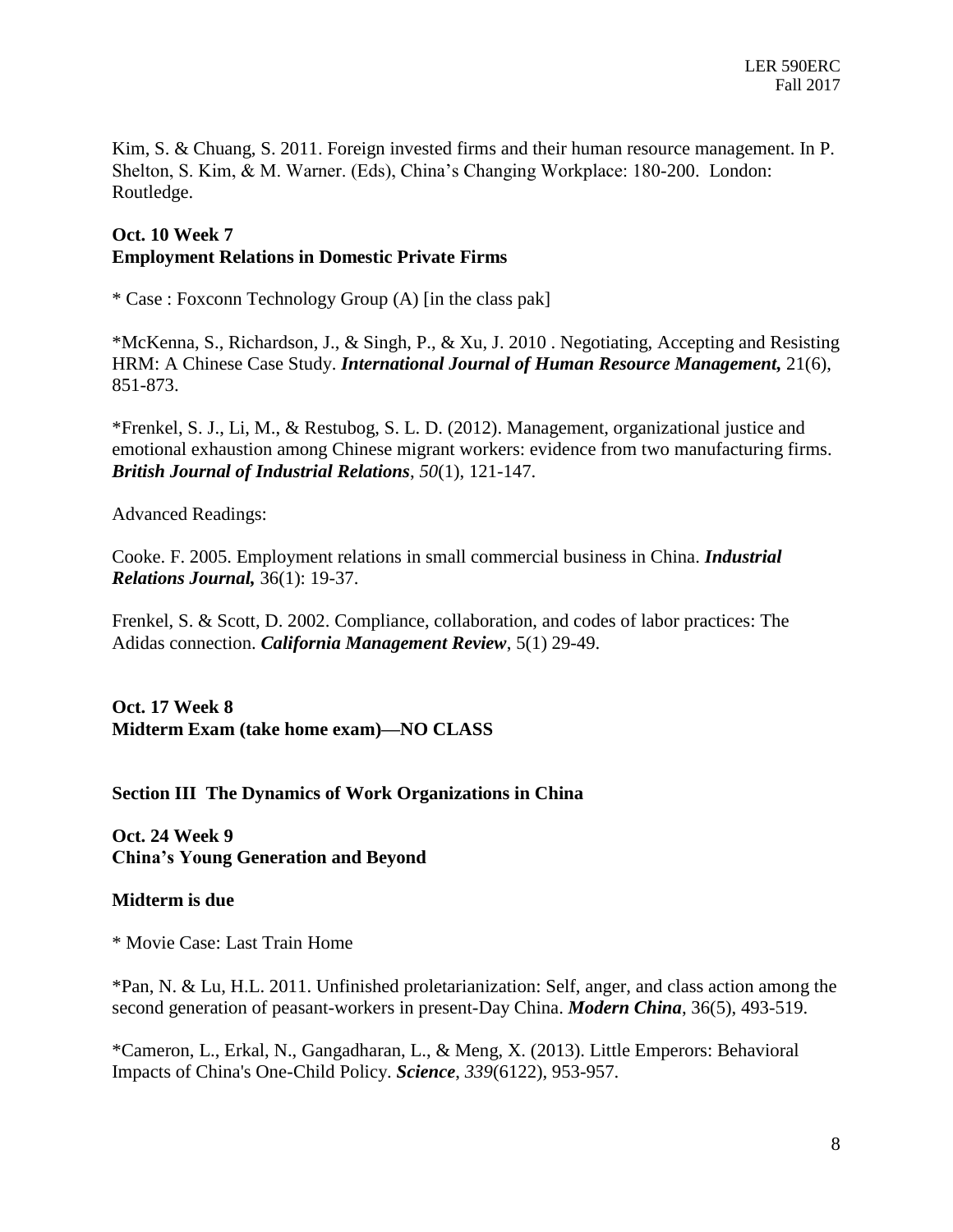Kim, S. & Chuang, S. 2011. Foreign invested firms and their human resource management. In P. Shelton, S. Kim, & M. Warner. (Eds), China's Changing Workplace: 180-200. London: Routledge.

**Oct. 10 Week 7**
**Employment Relations in Domestic Private Firms**

* Case : Foxconn Technology Group (A) [in the class pak]

*McKenna, S., Richardson, J., & Singh, P., & Xu, J. 2010 . Negotiating, Accepting and Resisting HRM: A Chinese Case Study. ***International Journal of Human Resource Management,*** 21(6), 851-873.

*Frenkel, S. J., Li, M., & Restubog, S. L. D. (2012). Management, organizational justice and emotional exhaustion among Chinese migrant workers: evidence from two manufacturing firms. ***British Journal of Industrial Relations***, *50*(1), 121-147.

Advanced Readings:

Cooke. F. 2005. Employment relations in small commercial business in China. ***Industrial Relations Journal,*** 36(1): 19-37.

Frenkel, S. & Scott, D. 2002. Compliance, collaboration, and codes of labor practices: The Adidas connection. ***California Management Review***, 5(1) 29-49.

**Oct. 17 Week 8**
**Midterm Exam (take home exam)—NO CLASS**

**Section III The Dynamics of Work Organizations in China**

**Oct. 24 Week 9**
**China's Young Generation and Beyond**

**Midterm is due**

* Movie Case: Last Train Home

*Pan, N. & Lu, H.L. 2011. Unfinished proletarianization: Self, anger, and class action among the second generation of peasant-workers in present-Day China. ***Modern China***, 36(5), 493-519.

*Cameron, L., Erkal, N., Gangadharan, L., & Meng, X. (2013). Little Emperors: Behavioral Impacts of China's One-Child Policy. ***Science***, *339*(6122), 953-957.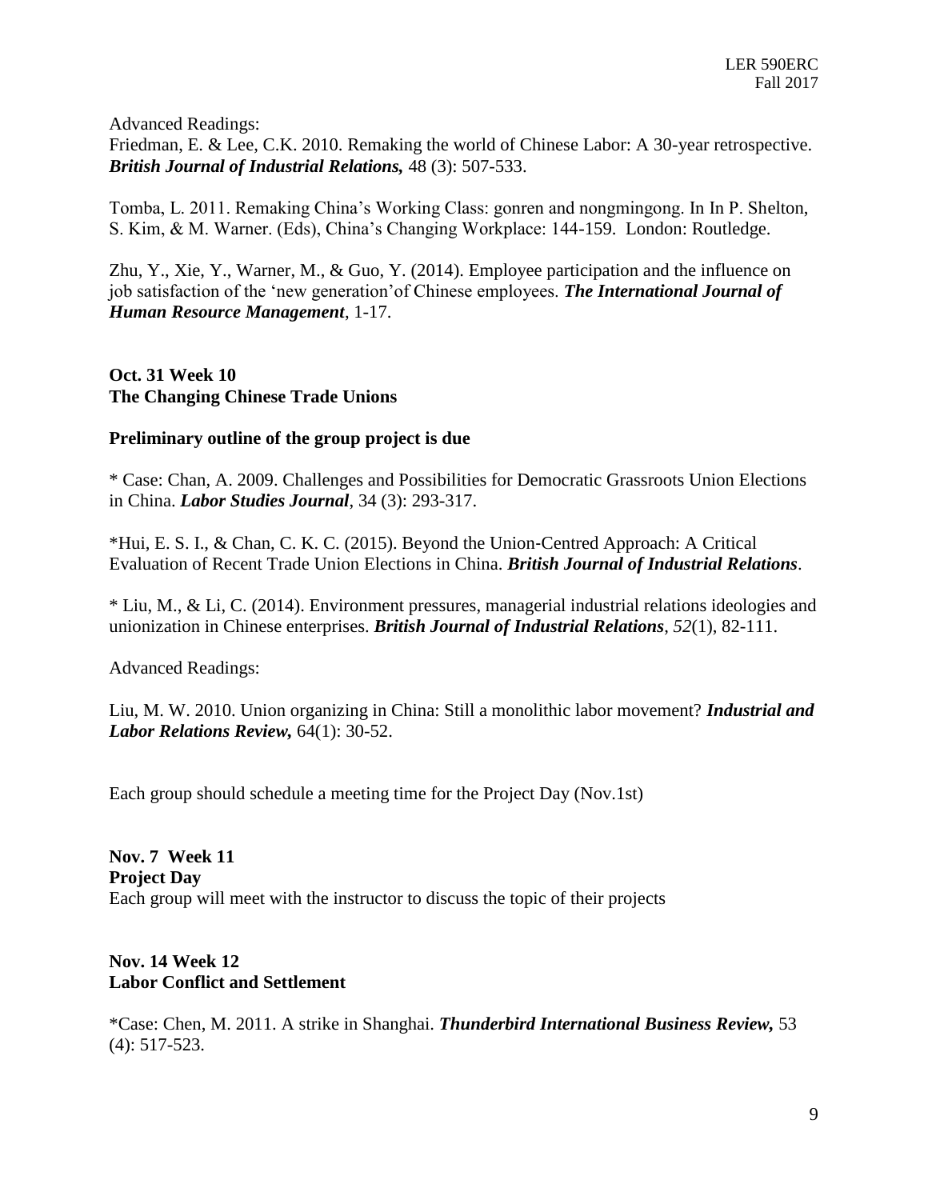Advanced Readings:
Friedman, E. & Lee, C.K. 2010. Remaking the world of Chinese Labor: A 30-year retrospective. ***British Journal of Industrial Relations,*** 48 (3): 507-533.

Tomba, L. 2011. Remaking China's Working Class: gonren and nongmingong. In In P. Shelton, S. Kim, & M. Warner. (Eds), China's Changing Workplace: 144-159. London: Routledge.

Zhu, Y., Xie, Y., Warner, M., & Guo, Y. (2014). Employee participation and the influence on job satisfaction of the 'new generation'of Chinese employees. ***The International Journal of Human Resource Management***, 1-17.

**Oct. 31 Week 10**
**The Changing Chinese Trade Unions**

**Preliminary outline of the group project is due**

* Case: Chan, A. 2009. Challenges and Possibilities for Democratic Grassroots Union Elections in China. ***Labor Studies Journal***, 34 (3): 293-317.

*Hui, E. S. I., & Chan, C. K. C. (2015). Beyond the Union‐Centred Approach: A Critical Evaluation of Recent Trade Union Elections in China. ***British Journal of Industrial Relations***.

* Liu, M., & Li, C. (2014). Environment pressures, managerial industrial relations ideologies and unionization in Chinese enterprises. ***British Journal of Industrial Relations***, *52*(1), 82-111.

Advanced Readings:

Liu, M. W. 2010. Union organizing in China: Still a monolithic labor movement? ***Industrial and Labor Relations Review,*** 64(1): 30-52.

Each group should schedule a meeting time for the Project Day (Nov.1st)

**Nov. 7 Week 11**
**Project Day**
Each group will meet with the instructor to discuss the topic of their projects

**Nov. 14 Week 12**
**Labor Conflict and Settlement**

*Case: Chen, M. 2011. A strike in Shanghai. ***Thunderbird International Business Review,*** 53 (4): 517-523.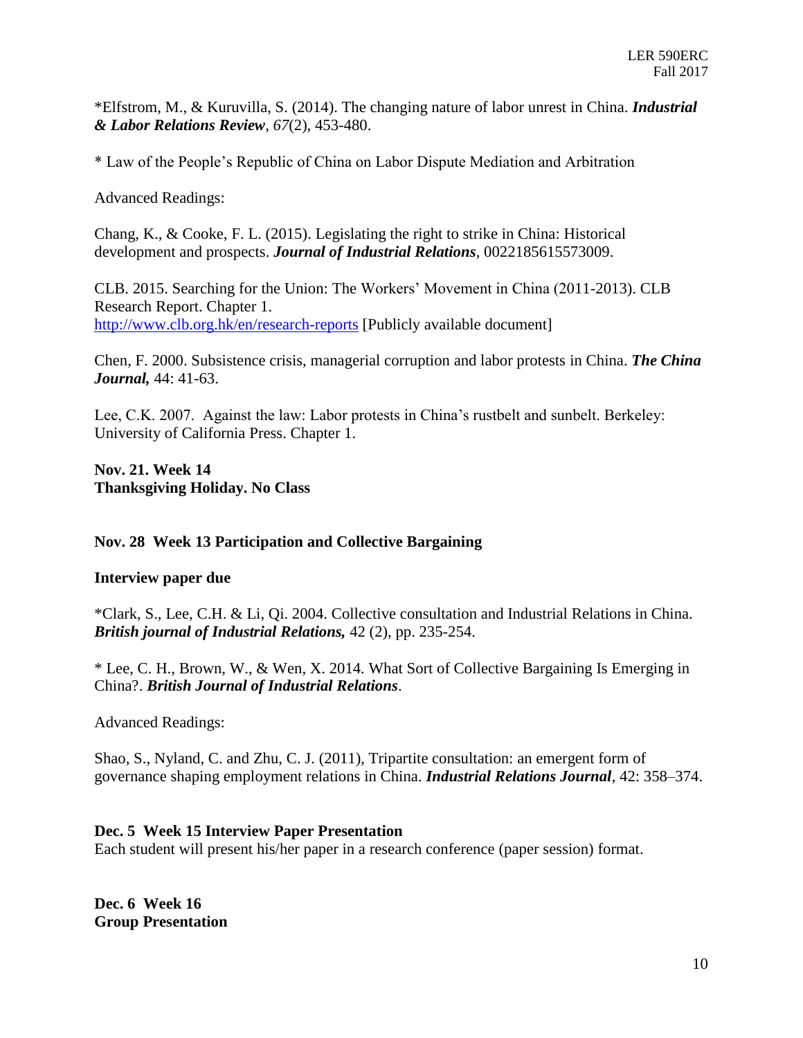*Elfstrom, M., & Kuruvilla, S. (2014). The changing nature of labor unrest in China. ***Industrial & Labor Relations Review***, *67*(2), 453-480.

* Law of the People's Republic of China on Labor Dispute Mediation and Arbitration

Advanced Readings:

Chang, K., & Cooke, F. L. (2015). Legislating the right to strike in China: Historical development and prospects. ***Journal of Industrial Relations***, 0022185615573009.

CLB. 2015. Searching for the Union: The Workers' Movement in China (2011-2013). CLB Research Report. Chapter 1.
[http://www.clb.org.hk/en/research-reports](http://www.clb.org.hk/en/research-reports) [Publicly available document]

Chen, F. 2000. Subsistence crisis, managerial corruption and labor protests in China. ***The China Journal,*** 44: 41-63.

Lee, C.K. 2007. Against the law: Labor protests in China's rustbelt and sunbelt. Berkeley: University of California Press. Chapter 1.

**Nov. 21. Week 14**
**Thanksgiving Holiday. No Class**

**Nov. 28 Week 13 Participation and Collective Bargaining**

**Interview paper due**

*Clark, S., Lee, C.H. & Li, Qi. 2004. Collective consultation and Industrial Relations in China. ***British journal of Industrial Relations,*** 42 (2), pp. 235-254.

* Lee, C. H., Brown, W., & Wen, X. 2014. What Sort of Collective Bargaining Is Emerging in China?. ***British Journal of Industrial Relations***.

Advanced Readings:

Shao, S., Nyland, C. and Zhu, C. J. (2011), Tripartite consultation: an emergent form of governance shaping employment relations in China. ***Industrial Relations Journal***, 42: 358–374.

**Dec. 5 Week 15 Interview Paper Presentation**
Each student will present his/her paper in a research conference (paper session) format.

**Dec. 6 Week 16**
**Group Presentation**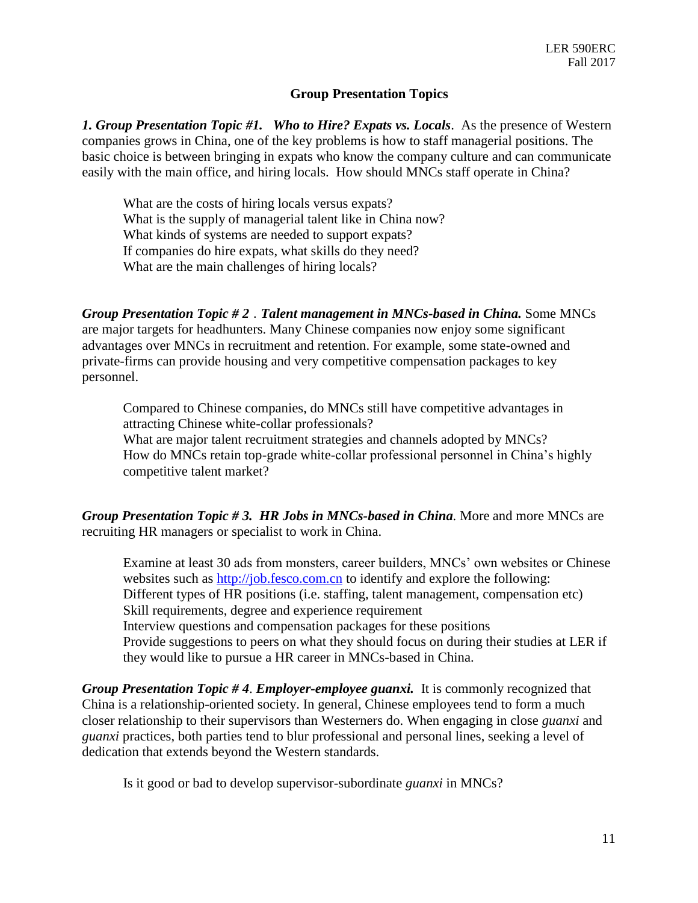## Group Presentation Topics

***1. Group Presentation Topic #1. Who to Hire? Expats vs. Locals***. As the presence of Western companies grows in China, one of the key problems is how to staff managerial positions. The basic choice is between bringing in expats who know the company culture and can communicate easily with the main office, and hiring locals. How should MNCs staff operate in China?

What are the costs of hiring locals versus expats?
What is the supply of managerial talent like in China now?
What kinds of systems are needed to support expats?
If companies do hire expats, what skills do they need?
What are the main challenges of hiring locals?

***Group Presentation Topic # 2*** . ***Talent management in MNCs-based in China.*** Some MNCs are major targets for headhunters. Many Chinese companies now enjoy some significant advantages over MNCs in recruitment and retention. For example, some state-owned and private-firms can provide housing and very competitive compensation packages to key personnel.

Compared to Chinese companies, do MNCs still have competitive advantages in attracting Chinese white-collar professionals?
What are major talent recruitment strategies and channels adopted by MNCs?
How do MNCs retain top-grade white-collar professional personnel in China's highly competitive talent market?

***Group Presentation Topic # 3. HR Jobs in MNCs-based in China.*** More and more MNCs are recruiting HR managers or specialist to work in China.

Examine at least 30 ads from monsters, career builders, MNCs' own websites or Chinese websites such as http://job.fesco.com.cn to identify and explore the following:
Different types of HR positions (i.e. staffing, talent management, compensation etc)
Skill requirements, degree and experience requirement
Interview questions and compensation packages for these positions
Provide suggestions to peers on what they should focus on during their studies at LER if they would like to pursue a HR career in MNCs-based in China.

***Group Presentation Topic # 4***. ***Employer-employee guanxi.*** It is commonly recognized that China is a relationship-oriented society. In general, Chinese employees tend to form a much closer relationship to their supervisors than Westerners do. When engaging in close *guanxi* and *guanxi* practices, both parties tend to blur professional and personal lines, seeking a level of dedication that extends beyond the Western standards.

Is it good or bad to develop supervisor-subordinate *guanxi* in MNCs?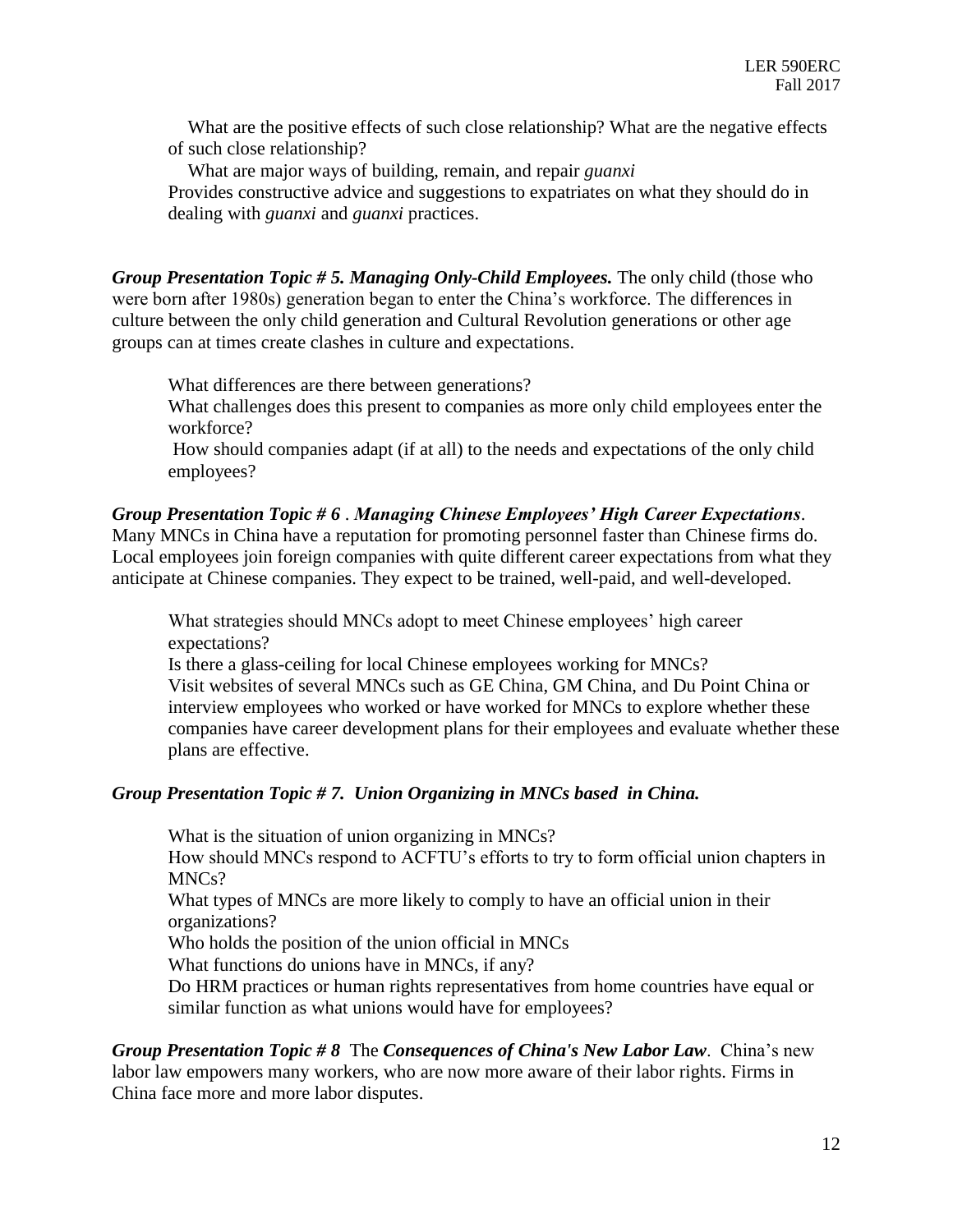What are the positive effects of such close relationship? What are the negative effects of such close relationship?

What are major ways of building, remain, and repair *guanxi*

Provides constructive advice and suggestions to expatriates on what they should do in dealing with *guanxi* and *guanxi* practices.

***Group Presentation Topic # 5. Managing Only-Child Employees.*** The only child (those who were born after 1980s) generation began to enter the China's workforce. The differences in culture between the only child generation and Cultural Revolution generations or other age groups can at times create clashes in culture and expectations.

What differences are there between generations?

What challenges does this present to companies as more only child employees enter the workforce?

How should companies adapt (if at all) to the needs and expectations of the only child employees?

***Group Presentation Topic # 6*** . ***Managing Chinese Employees' High Career Expectations***. Many MNCs in China have a reputation for promoting personnel faster than Chinese firms do. Local employees join foreign companies with quite different career expectations from what they anticipate at Chinese companies. They expect to be trained, well-paid, and well-developed.

What strategies should MNCs adopt to meet Chinese employees' high career expectations?

Is there a glass-ceiling for local Chinese employees working for MNCs?

Visit websites of several MNCs such as GE China, GM China, and Du Point China or interview employees who worked or have worked for MNCs to explore whether these companies have career development plans for their employees and evaluate whether these plans are effective.

***Group Presentation Topic # 7. Union Organizing in MNCs based in China.***

What is the situation of union organizing in MNCs?

How should MNCs respond to ACFTU's efforts to try to form official union chapters in MNCs?

What types of MNCs are more likely to comply to have an official union in their organizations?

Who holds the position of the union official in MNCs

What functions do unions have in MNCs, if any?

Do HRM practices or human rights representatives from home countries have equal or similar function as what unions would have for employees?

***Group Presentation Topic # 8*** The ***Consequences of China's New Labor Law***. China's new labor law empowers many workers, who are now more aware of their labor rights. Firms in China face more and more labor disputes.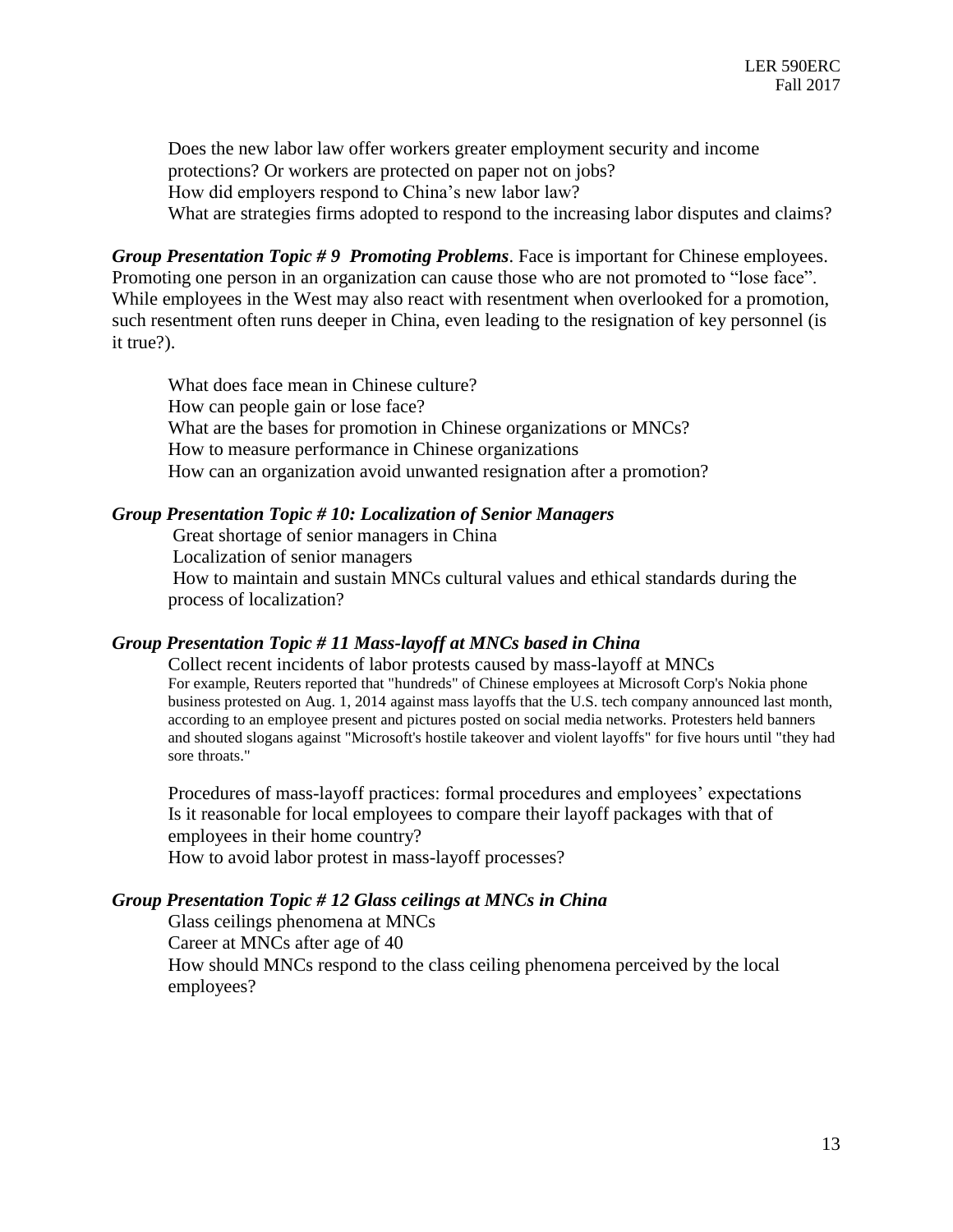Does the new labor law offer workers greater employment security and income protections? Or workers are protected on paper not on jobs?
How did employers respond to China's new labor law?
What are strategies firms adopted to respond to the increasing labor disputes and claims?

***Group Presentation Topic # 9 Promoting Problems***. Face is important for Chinese employees. Promoting one person in an organization can cause those who are not promoted to "lose face". While employees in the West may also react with resentment when overlooked for a promotion, such resentment often runs deeper in China, even leading to the resignation of key personnel (is it true?).

What does face mean in Chinese culture?
How can people gain or lose face?
What are the bases for promotion in Chinese organizations or MNCs?
How to measure performance in Chinese organizations
How can an organization avoid unwanted resignation after a promotion?

***Group Presentation Topic # 10: Localization of Senior Managers***

Great shortage of senior managers in China
Localization of senior managers
How to maintain and sustain MNCs cultural values and ethical standards during the process of localization?

***Group Presentation Topic # 11 Mass-layoff at MNCs based in China***

Collect recent incidents of labor protests caused by mass-layoff at MNCs
For example, Reuters reported that "hundreds" of Chinese employees at Microsoft Corp's Nokia phone business protested on Aug. 1, 2014 against mass layoffs that the U.S. tech company announced last month, according to an employee present and pictures posted on social media networks. Protesters held banners and shouted slogans against "Microsoft's hostile takeover and violent layoffs" for five hours until "they had sore throats."

Procedures of mass-layoff practices: formal procedures and employees' expectations
Is it reasonable for local employees to compare their layoff packages with that of employees in their home country?
How to avoid labor protest in mass-layoff processes?

***Group Presentation Topic # 12 Glass ceilings at MNCs in China***

Glass ceilings phenomena at MNCs
Career at MNCs after age of 40
How should MNCs respond to the class ceiling phenomena perceived by the local employees?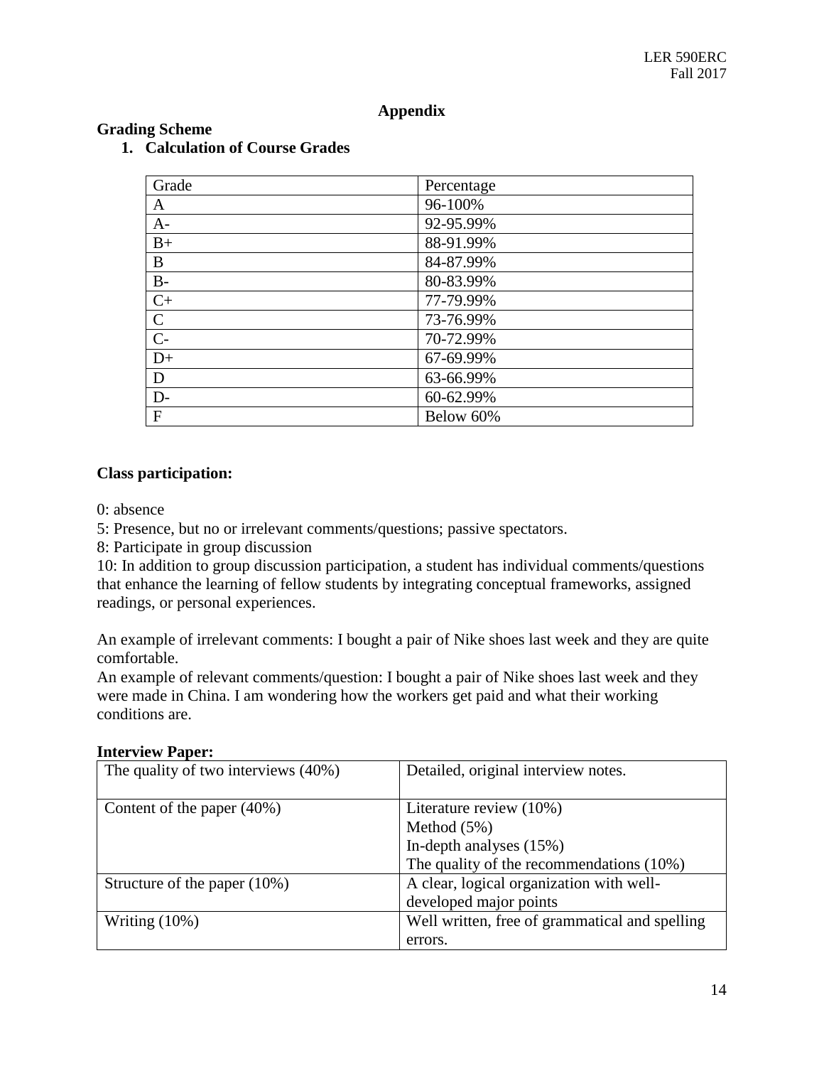## Appendix

### Grading Scheme

1. **Calculation of Course Grades**

| Grade | Percentage |
|---|---|
| A | 96-100% |
| A- | 92-95.99% |
| B+ | 88-91.99% |
| B | 84-87.99% |
| B- | 80-83.99% |
| C+ | 77-79.99% |
| C | 73-76.99% |
| C- | 70-72.99% |
| D+ | 67-69.99% |
| D | 63-66.99% |
| D- | 60-62.99% |
| F | Below 60% |

**Class participation:**

0: absence

5: Presence, but no or irrelevant comments/questions; passive spectators.

8: Participate in group discussion

10: In addition to group discussion participation, a student has individual comments/questions that enhance the learning of fellow students by integrating conceptual frameworks, assigned readings, or personal experiences.

An example of irrelevant comments: I bought a pair of Nike shoes last week and they are quite comfortable.

An example of relevant comments/question: I bought a pair of Nike shoes last week and they were made in China. I am wondering how the workers get paid and what their working conditions are.

**Interview Paper:**

| | |
|---|---|
| The quality of two interviews (40%) | Detailed, original interview notes. |
| Content of the paper (40%) | Literature review (10%)<br>Method (5%)<br>In-depth analyses (15%)<br>The quality of the recommendations (10%) |
| Structure of the paper (10%) | A clear, logical organization with well-developed major points |
| Writing (10%) | Well written, free of grammatical and spelling errors. |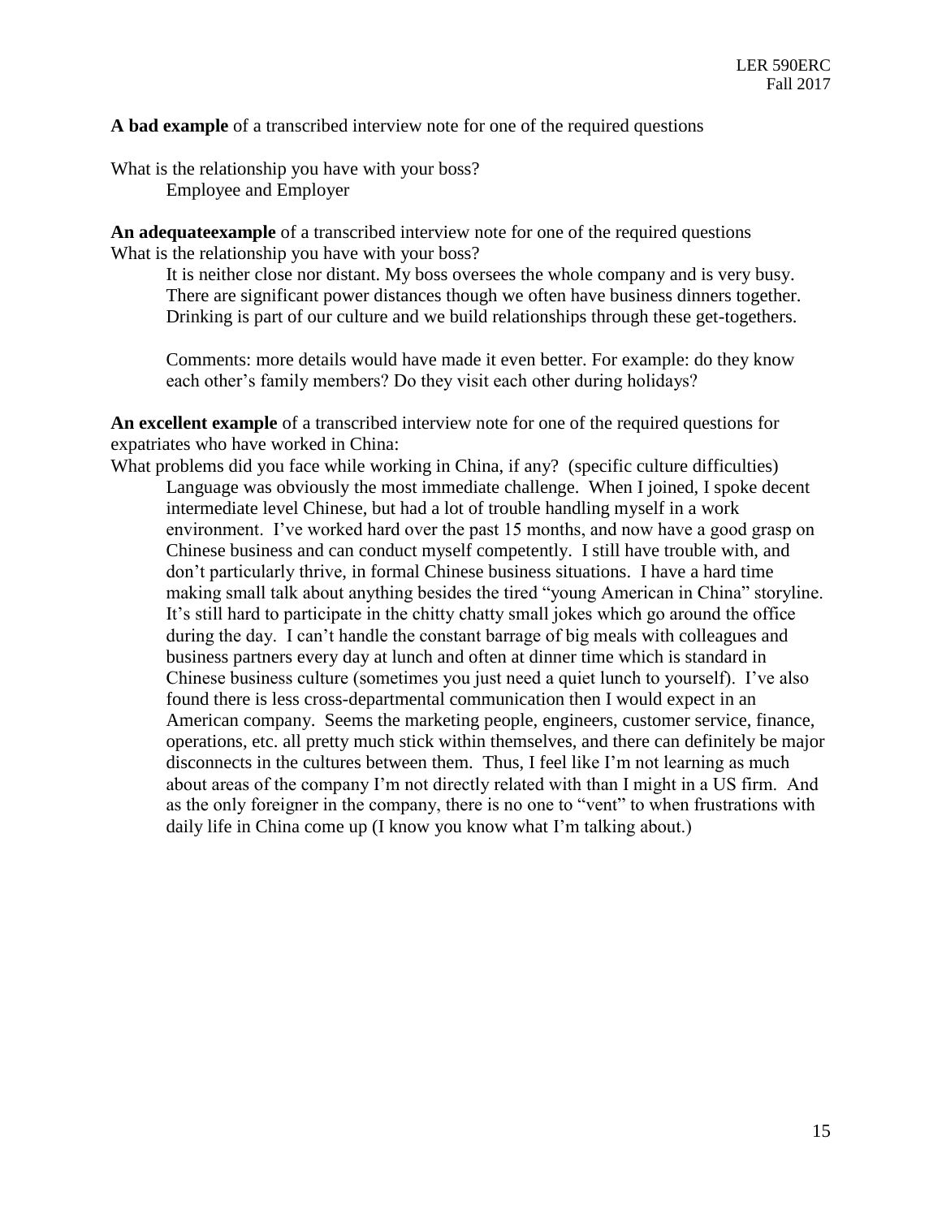**A bad example** of a transcribed interview note for one of the required questions

What is the relationship you have with your boss?

> Employee and Employer

**An adequateexample** of a transcribed interview note for one of the required questions

What is the relationship you have with your boss?

> It is neither close nor distant. My boss oversees the whole company and is very busy. There are significant power distances though we often have business dinners together. Drinking is part of our culture and we build relationships through these get-togethers.
>
> Comments: more details would have made it even better. For example: do they know each other's family members? Do they visit each other during holidays?

**An excellent example** of a transcribed interview note for one of the required questions for expatriates who have worked in China:

What problems did you face while working in China, if any? (specific culture difficulties)

> Language was obviously the most immediate challenge. When I joined, I spoke decent intermediate level Chinese, but had a lot of trouble handling myself in a work environment. I've worked hard over the past 15 months, and now have a good grasp on Chinese business and can conduct myself competently. I still have trouble with, and don't particularly thrive, in formal Chinese business situations. I have a hard time making small talk about anything besides the tired "young American in China" storyline. It's still hard to participate in the chitty chatty small jokes which go around the office during the day. I can't handle the constant barrage of big meals with colleagues and business partners every day at lunch and often at dinner time which is standard in Chinese business culture (sometimes you just need a quiet lunch to yourself). I've also found there is less cross-departmental communication then I would expect in an American company. Seems the marketing people, engineers, customer service, finance, operations, etc. all pretty much stick within themselves, and there can definitely be major disconnects in the cultures between them. Thus, I feel like I'm not learning as much about areas of the company I'm not directly related with than I might in a US firm. And as the only foreigner in the company, there is no one to "vent" to when frustrations with daily life in China come up (I know you know what I'm talking about.)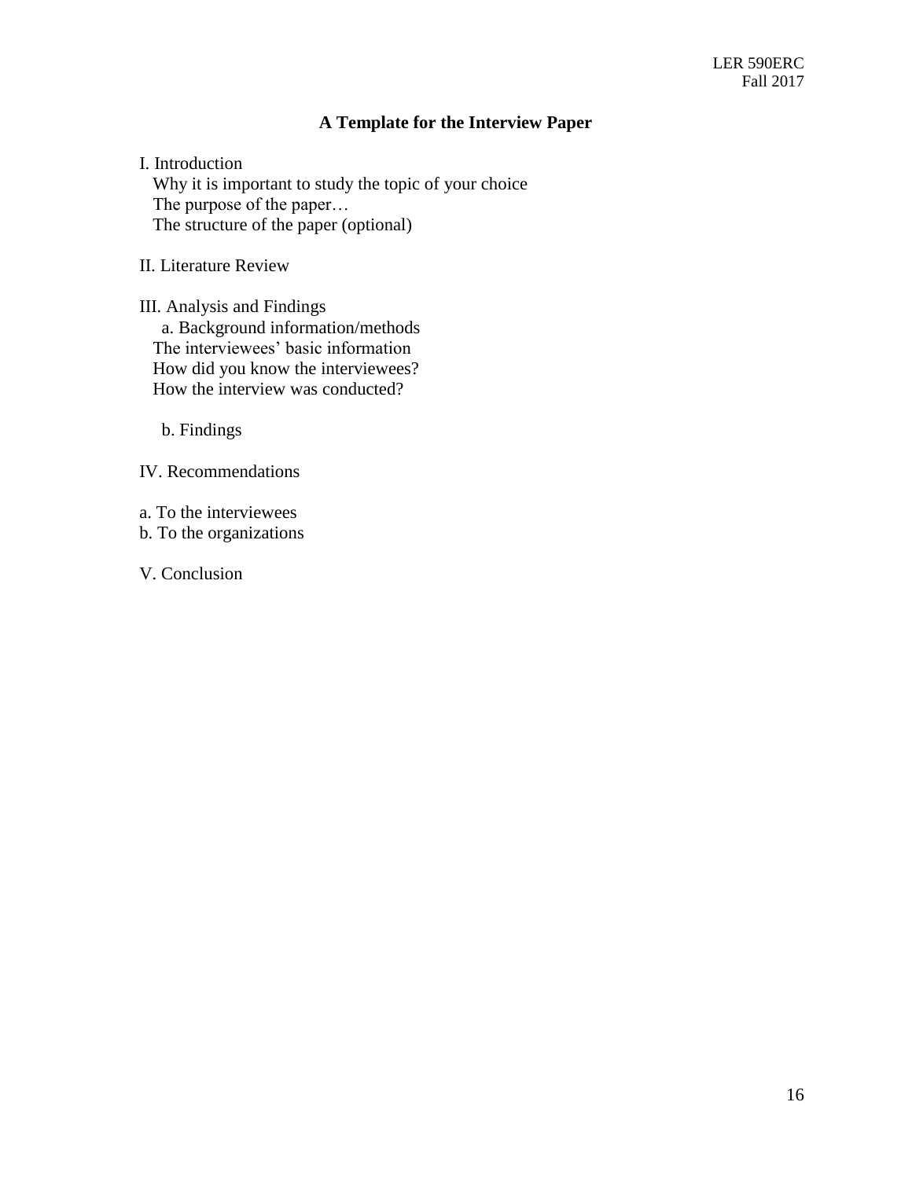# A Template for the Interview Paper

I. Introduction

Why it is important to study the topic of your choice
The purpose of the paper…
The structure of the paper (optional)

II. Literature Review

III. Analysis and Findings

a. Background information/methods

The interviewees' basic information
How did you know the interviewees?
How the interview was conducted?

b. Findings

IV. Recommendations

a. To the interviewees
b. To the organizations

V. Conclusion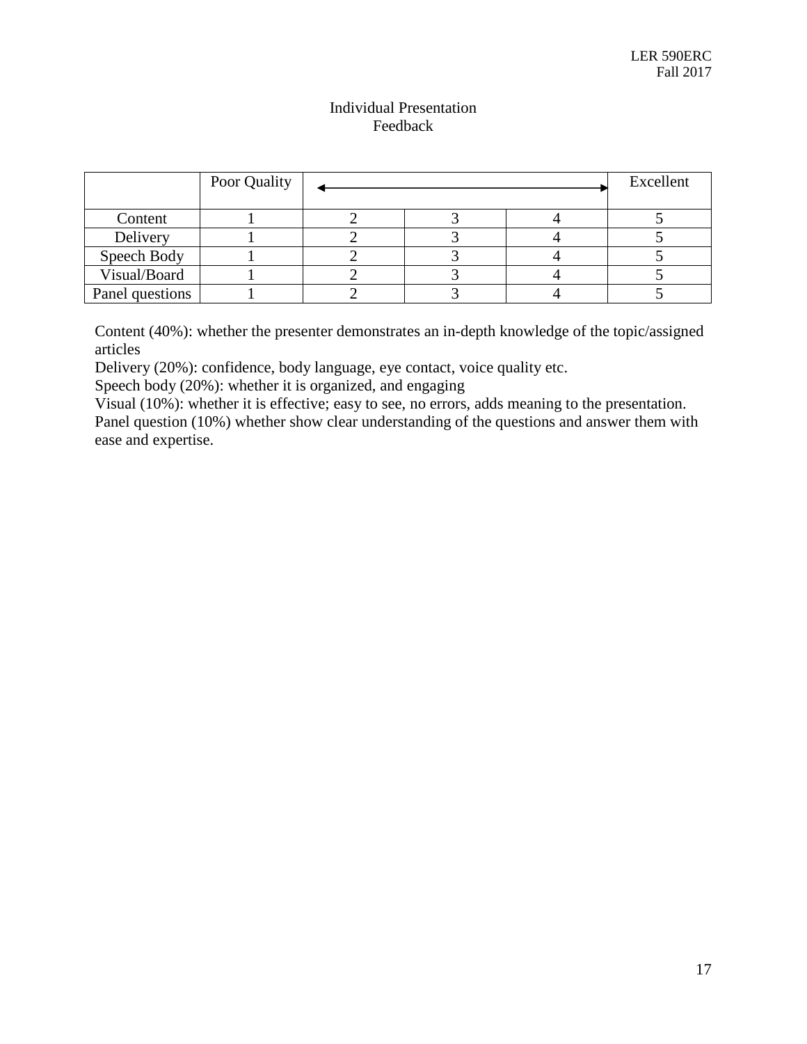## Individual Presentation Feedback

| | Poor Quality | ← | → | | Excellent |
|---|---|---|---|---|---|
| Content | 1 | 2 | 3 | 4 | 5 |
| Delivery | 1 | 2 | 3 | 4 | 5 |
| Speech Body | 1 | 2 | 3 | 4 | 5 |
| Visual/Board | 1 | 2 | 3 | 4 | 5 |
| Panel questions | 1 | 2 | 3 | 4 | 5 |

Content (40%): whether the presenter demonstrates an in-depth knowledge of the topic/assigned articles
Delivery (20%): confidence, body language, eye contact, voice quality etc.
Speech body (20%): whether it is organized, and engaging
Visual (10%): whether it is effective; easy to see, no errors, adds meaning to the presentation.
Panel question (10%) whether show clear understanding of the questions and answer them with ease and expertise.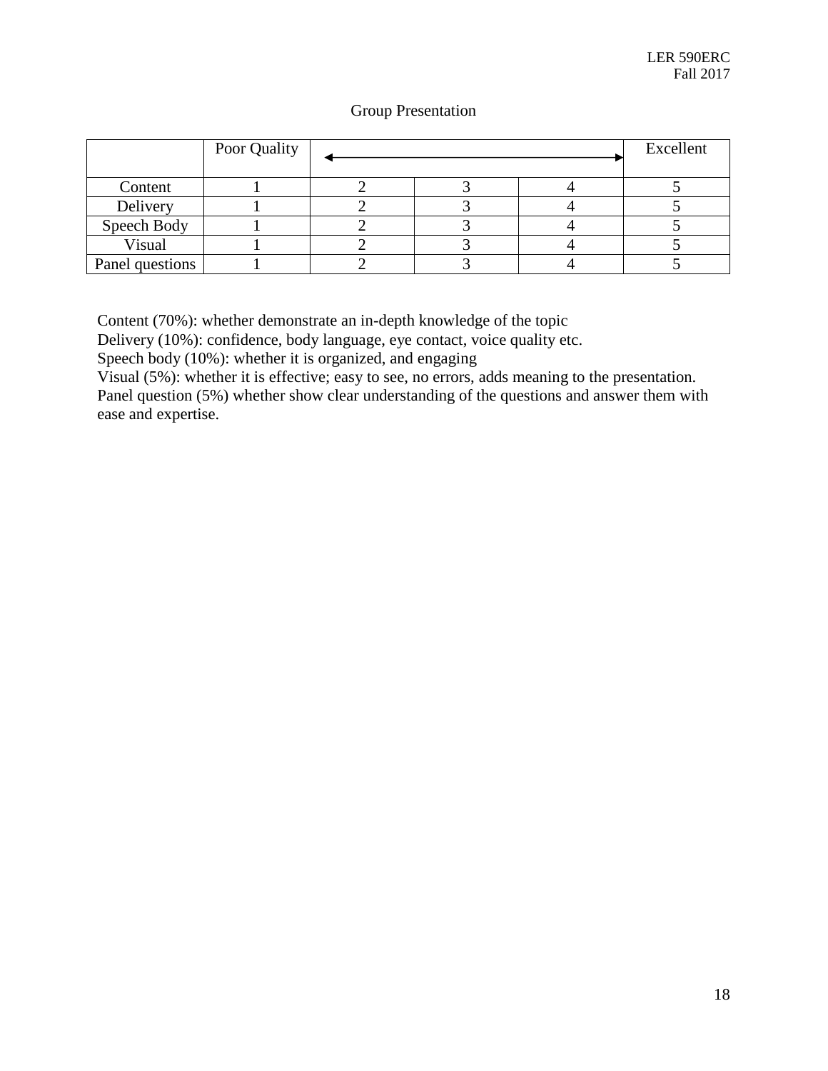## Group Presentation

| | Poor Quality | ←――――――――――――→ | | | Excellent |
|---|---|---|---|---|---|
| Content | 1 | 2 | 3 | 4 | 5 |
| Delivery | 1 | 2 | 3 | 4 | 5 |
| Speech Body | 1 | 2 | 3 | 4 | 5 |
| Visual | 1 | 2 | 3 | 4 | 5 |
| Panel questions | 1 | 2 | 3 | 4 | 5 |

Content (70%): whether demonstrate an in-depth knowledge of the topic
Delivery (10%): confidence, body language, eye contact, voice quality etc.
Speech body (10%): whether it is organized, and engaging
Visual (5%): whether it is effective; easy to see, no errors, adds meaning to the presentation.
Panel question (5%) whether show clear understanding of the questions and answer them with ease and expertise.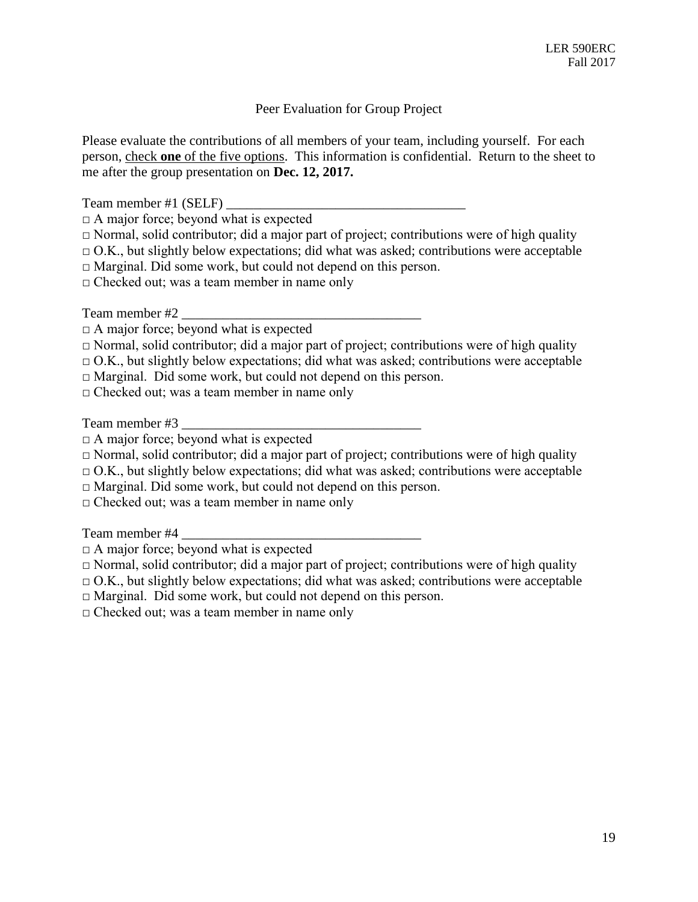# Peer Evaluation for Group Project

Please evaluate the contributions of all members of your team, including yourself. For each person, check **one** of the five options. This information is confidential. Return to the sheet to me after the group presentation on **Dec. 12, 2017.**

Team member #1 (SELF) ___________________________________

□ A major force; beyond what is expected
□ Normal, solid contributor; did a major part of project; contributions were of high quality
□ O.K., but slightly below expectations; did what was asked; contributions were acceptable
□ Marginal. Did some work, but could not depend on this person.
□ Checked out; was a team member in name only

Team member #2 ___________________________________

□ A major force; beyond what is expected
□ Normal, solid contributor; did a major part of project; contributions were of high quality
□ O.K., but slightly below expectations; did what was asked; contributions were acceptable
□ Marginal. Did some work, but could not depend on this person.
□ Checked out; was a team member in name only

Team member #3 ___________________________________

□ A major force; beyond what is expected
□ Normal, solid contributor; did a major part of project; contributions were of high quality
□ O.K., but slightly below expectations; did what was asked; contributions were acceptable
□ Marginal. Did some work, but could not depend on this person.
□ Checked out; was a team member in name only

Team member #4 ___________________________________

□ A major force; beyond what is expected
□ Normal, solid contributor; did a major part of project; contributions were of high quality
□ O.K., but slightly below expectations; did what was asked; contributions were acceptable
□ Marginal. Did some work, but could not depend on this person.
□ Checked out; was a team member in name only